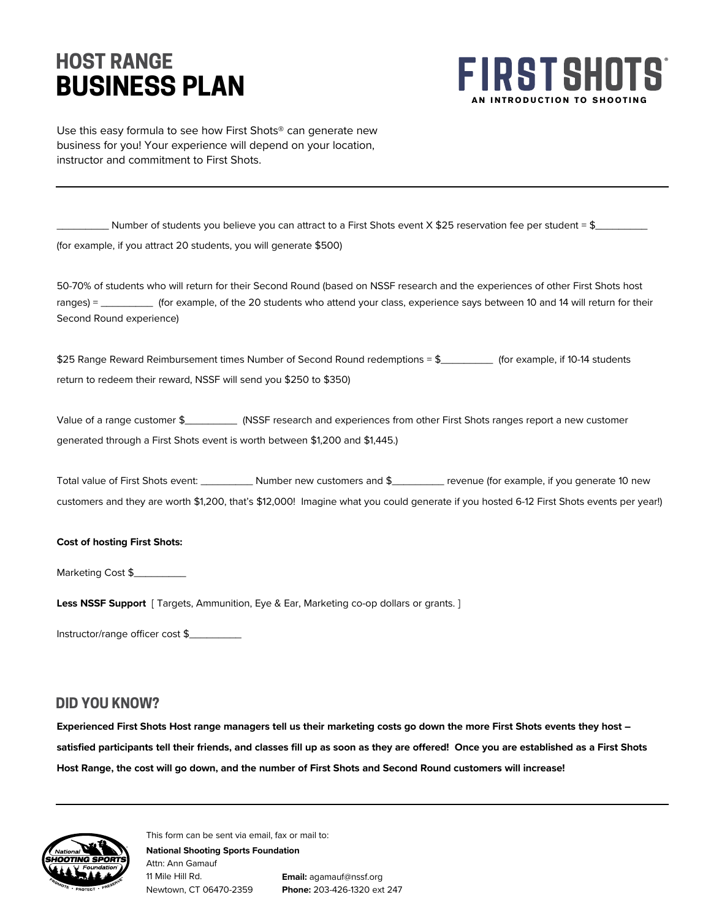# HOST RANGE BUSINESS PLAN

**FIRST SHOTS®**
AN INTRODUCTION TO SHOOTING

Use this easy formula to see how First Shots® can generate new business for you! Your experience will depend on your location, instructor and commitment to First Shots.

---

__________ Number of students you believe you can attract to a First Shots event X $25 reservation fee per student = $__________

(for example, if you attract 20 students, you will generate $500)

50-70% of students who will return for their Second Round (based on NSSF research and the experiences of other First Shots host ranges) = __________ (for example, of the 20 students who attend your class, experience says between 10 and 14 will return for their Second Round experience)

$25 Range Reward Reimbursement times Number of Second Round redemptions = $__________ (for example, if 10-14 students return to redeem their reward, NSSF will send you $250 to $350)

Value of a range customer $__________ (NSSF research and experiences from other First Shots ranges report a new customer generated through a First Shots event is worth between $1,200 and $1,445.)

Total value of First Shots event: __________ Number new customers and $__________ revenue (for example, if you generate 10 new customers and they are worth $1,200, that's $12,000! Imagine what you could generate if you hosted 6-12 First Shots events per year!)

**Cost of hosting First Shots:**

Marketing Cost $__________

**Less NSSF Support** [ Targets, Ammunition, Eye & Ear, Marketing co-op dollars or grants. ]

Instructor/range officer cost $__________

## DID YOU KNOW?

**Experienced First Shots Host range managers tell us their marketing costs go down the more First Shots events they host – satisfied participants tell their friends, and classes fill up as soon as they are offered! Once you are established as a First Shots Host Range, the cost will go down, and the number of First Shots and Second Round customers will increase!**

---

This form can be sent via email, fax or mail to:

**National Shooting Sports Foundation**
Attn: Ann Gamauf
11 Mile Hill Rd.
Newtown, CT 06470-2359

**Email:** agamauf@nssf.org
**Phone:** 203-426-1320 ext 247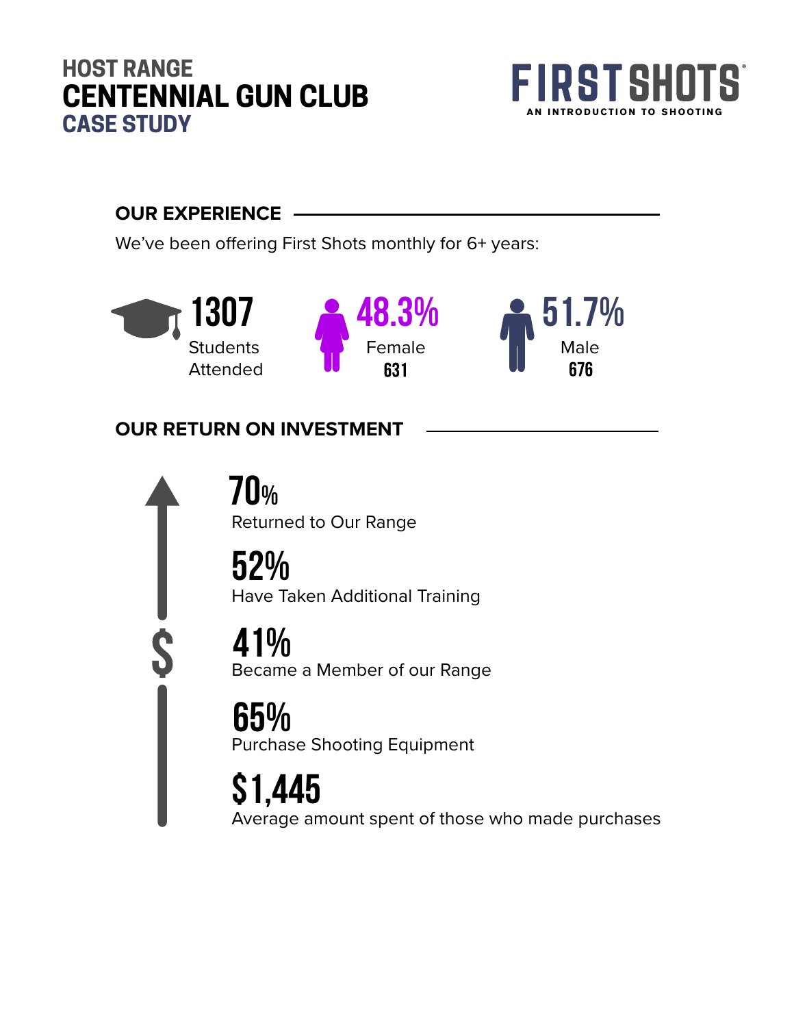# HOST RANGE
# CENTENNIAL GUN CLUB
## CASE STUDY

FIRST SHOTS®
AN INTRODUCTION TO SHOOTING

## OUR EXPERIENCE

We've been offering First Shots monthly for 6+ years:

**1307**
Students Attended

**48.3%**
Female
**631**

**51.7%**
Male
**676**

## OUR RETURN ON INVESTMENT

**70%**
Returned to Our Range

**52%**
Have Taken Additional Training

**41%**
Became a Member of our Range

**65%**
Purchase Shooting Equipment

**$1,445**
Average amount spent of those who made purchases